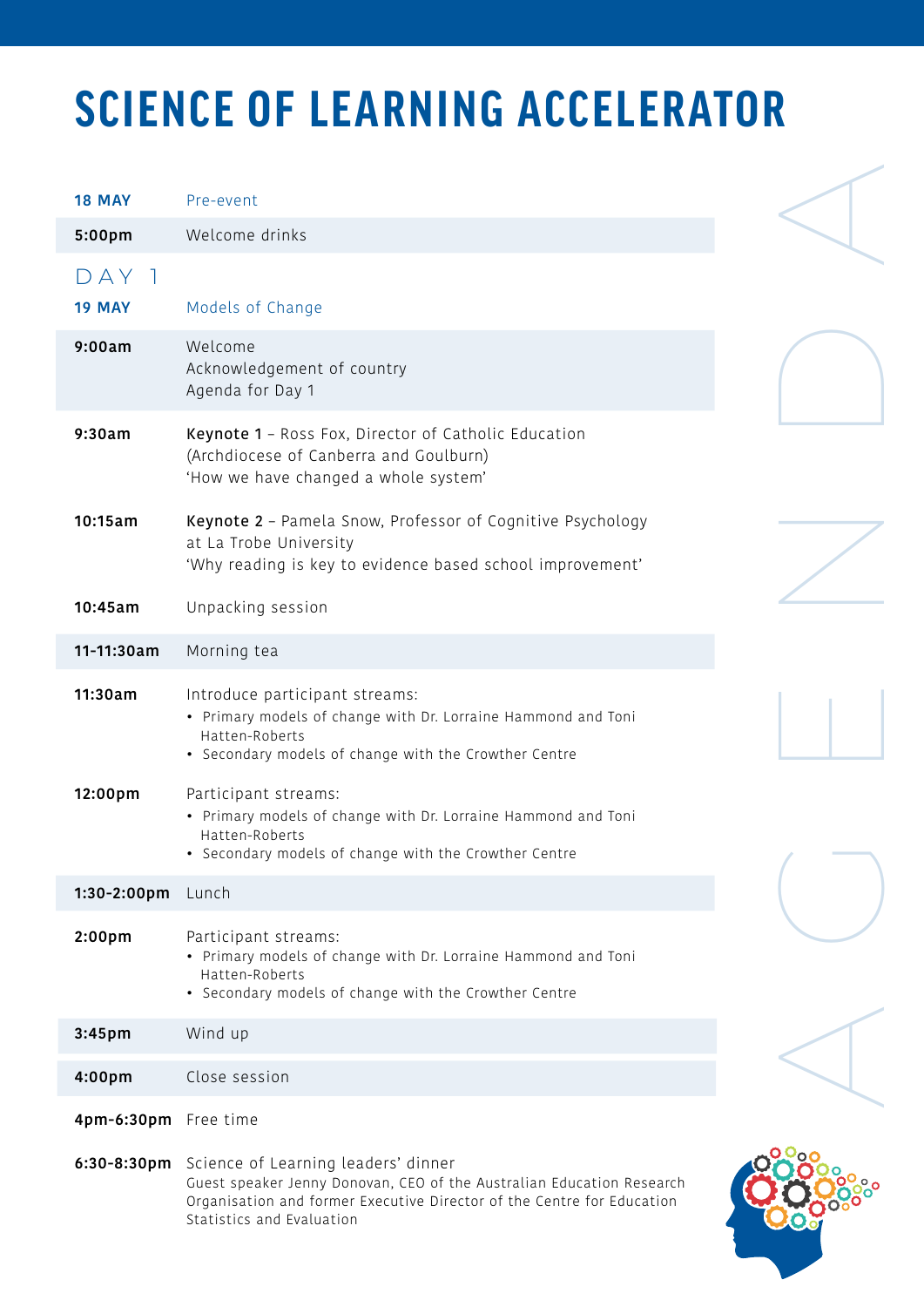# SCIENCE OF LEARNING ACCELERATOR

| | |
|---|---|
| **18 MAY** | Pre-event |
| **5:00pm** | Welcome drinks |

## DAY 1

| | |
|---|---|
| **19 MAY** | Models of Change |
| **9:00am** | Welcome<br>Acknowledgement of country<br>Agenda for Day 1 |
| **9:30am** | **Keynote 1** – Ross Fox, Director of Catholic Education (Archdiocese of Canberra and Goulburn)<br>'How we have changed a whole system' |
| **10:15am** | **Keynote 2** – Pamela Snow, Professor of Cognitive Psychology at La Trobe University<br>'Why reading is key to evidence based school improvement' |
| **10:45am** | Unpacking session |
| **11-11:30am** | Morning tea |
| **11:30am** | Introduce participant streams:<br>• Primary models of change with Dr. Lorraine Hammond and Toni Hatten-Roberts<br>• Secondary models of change with the Crowther Centre |
| **12:00pm** | Participant streams:<br>• Primary models of change with Dr. Lorraine Hammond and Toni Hatten-Roberts<br>• Secondary models of change with the Crowther Centre |
| **1:30-2:00pm** | Lunch |
| **2:00pm** | Participant streams:<br>• Primary models of change with Dr. Lorraine Hammond and Toni Hatten-Roberts<br>• Secondary models of change with the Crowther Centre |
| **3:45pm** | Wind up |
| **4:00pm** | Close session |
| **4pm-6:30pm** | Free time |
| **6:30-8:30pm** | Science of Learning leaders' dinner<br>Guest speaker Jenny Donovan, CEO of the Australian Education Research Organisation and former Executive Director of the Centre for Education Statistics and Evaluation |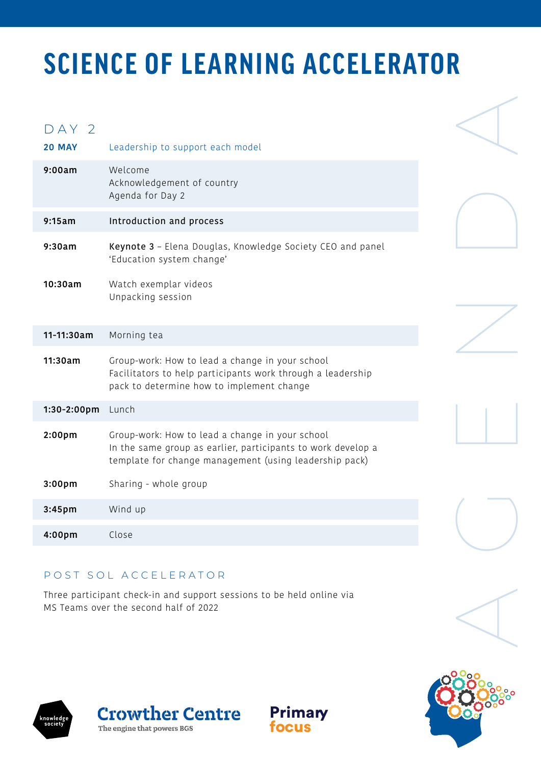# SCIENCE OF LEARNING ACCELERATOR

## DAY 2

**20 MAY** Leadership to support each model

| | |
|---|---|
| **9:00am** | Welcome<br>Acknowledgement of country<br>Agenda for Day 2 |
| **9:15am** | **Introduction and process** |
| **9:30am** | **Keynote 3** – Elena Douglas, Knowledge Society CEO and panel<br>‘Education system change’ |
| **10:30am** | Watch exemplar videos<br>Unpacking session |
| **11-11:30am** | Morning tea |
| **11:30am** | Group-work: How to lead a change in your school<br>Facilitators to help participants work through a leadership pack to determine how to implement change |
| **1:30-2:00pm** | Lunch |
| **2:00pm** | Group-work: How to lead a change in your school<br>In the same group as earlier, participants to work develop a template for change management (using leadership pack) |
| **3:00pm** | Sharing - whole group |
| **3:45pm** | Wind up |
| **4:00pm** | Close |

## POST SOL ACCELERATOR

Three participant check-in and support sessions to be held online via MS Teams over the second half of 2022

knowledge society

Crowther Centre
The engine that powers BGS

Primary focus